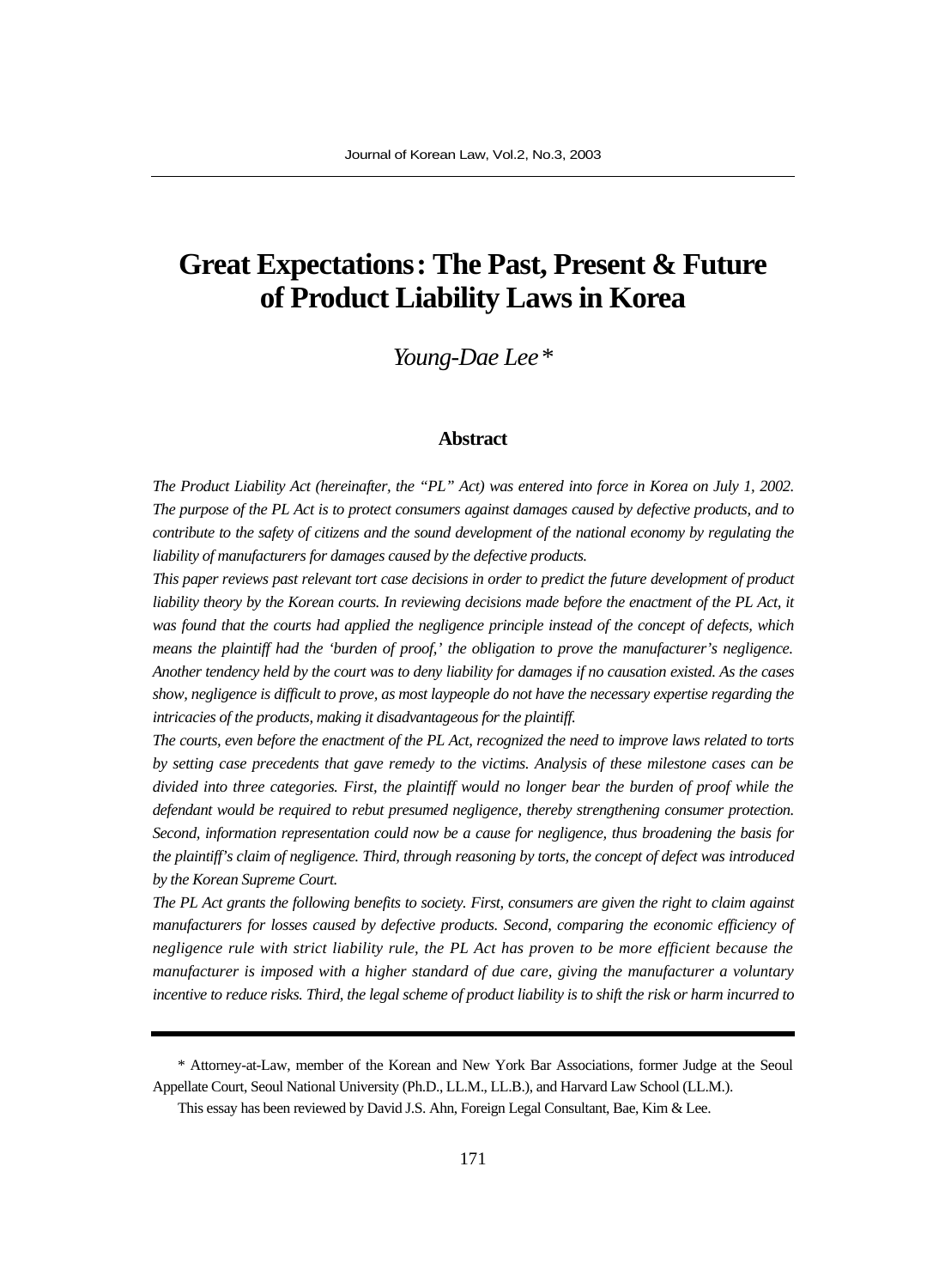# Great Expectations: The Past, Present & Future of Product Liability Laws in Korea

*Young-Dae Lee**

### Abstract

*The Product Liability Act (hereinafter, the "PL" Act) was entered into force in Korea on July 1, 2002. The purpose of the PL Act is to protect consumers against damages caused by defective products, and to contribute to the safety of citizens and the sound development of the national economy by regulating the liability of manufacturers for damages caused by the defective products.*

*This paper reviews past relevant tort case decisions in order to predict the future development of product liability theory by the Korean courts. In reviewing decisions made before the enactment of the PL Act, it was found that the courts had applied the negligence principle instead of the concept of defects, which means the plaintiff had the 'burden of proof,' the obligation to prove the manufacturer's negligence. Another tendency held by the court was to deny liability for damages if no causation existed. As the cases show, negligence is difficult to prove, as most laypeople do not have the necessary expertise regarding the intricacies of the products, making it disadvantageous for the plaintiff.*

*The courts, even before the enactment of the PL Act, recognized the need to improve laws related to torts by setting case precedents that gave remedy to the victims. Analysis of these milestone cases can be divided into three categories. First, the plaintiff would no longer bear the burden of proof while the defendant would be required to rebut presumed negligence, thereby strengthening consumer protection. Second, information representation could now be a cause for negligence, thus broadening the basis for the plaintiff's claim of negligence. Third, through reasoning by torts, the concept of defect was introduced by the Korean Supreme Court.*

*The PL Act grants the following benefits to society. First, consumers are given the right to claim against manufacturers for losses caused by defective products. Second, comparing the economic efficiency of negligence rule with strict liability rule, the PL Act has proven to be more efficient because the manufacturer is imposed with a higher standard of due care, giving the manufacturer a voluntary incentive to reduce risks. Third, the legal scheme of product liability is to shift the risk or harm incurred to*

---

\* Attorney-at-Law, member of the Korean and New York Bar Associations, former Judge at the Seoul Appellate Court, Seoul National University (Ph.D., LL.M., LL.B.), and Harvard Law School (LL.M.).

This essay has been reviewed by David J.S. Ahn, Foreign Legal Consultant, Bae, Kim & Lee.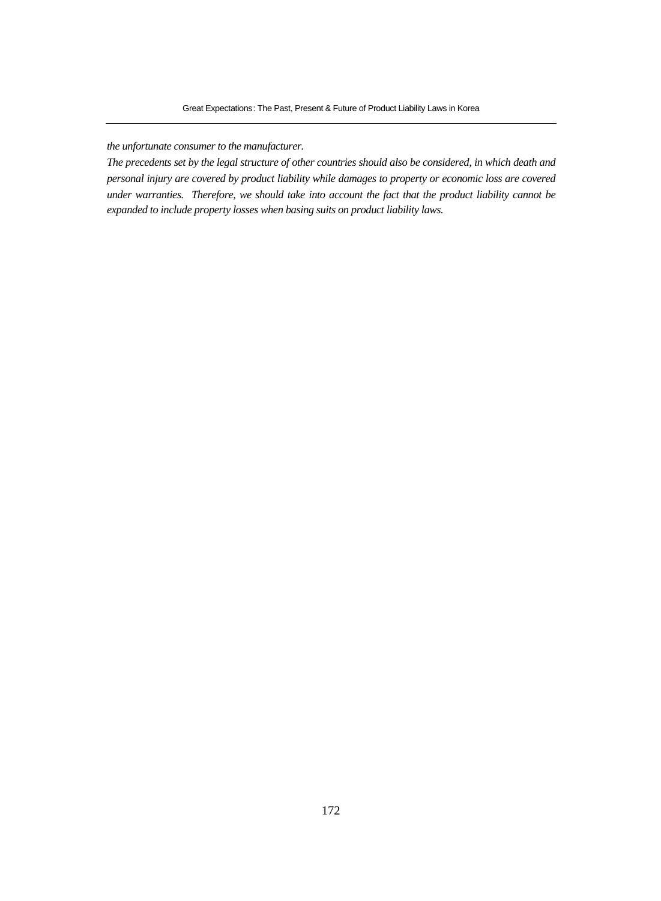*the unfortunate consumer to the manufacturer.*

*The precedents set by the legal structure of other countries should also be considered, in which death and personal injury are covered by product liability while damages to property or economic loss are covered under warranties. Therefore, we should take into account the fact that the product liability cannot be expanded to include property losses when basing suits on product liability laws.*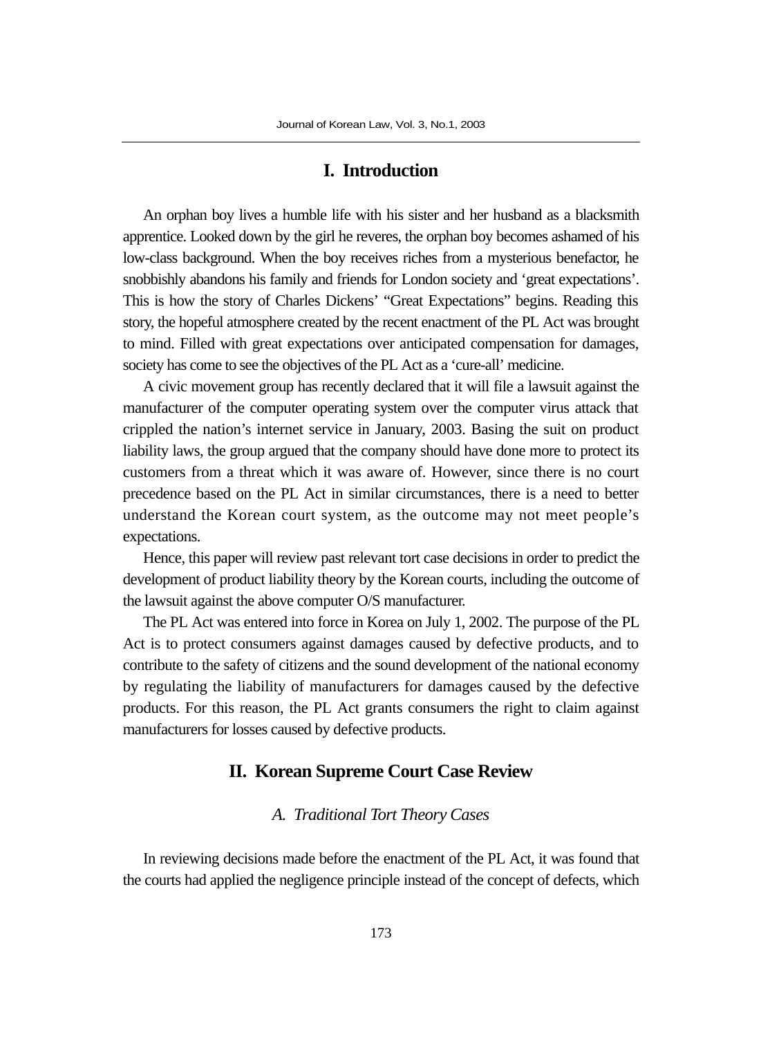## I. Introduction

An orphan boy lives a humble life with his sister and her husband as a blacksmith apprentice. Looked down by the girl he reveres, the orphan boy becomes ashamed of his low-class background. When the boy receives riches from a mysterious benefactor, he snobbishly abandons his family and friends for London society and 'great expectations'. This is how the story of Charles Dickens' "Great Expectations" begins. Reading this story, the hopeful atmosphere created by the recent enactment of the PL Act was brought to mind. Filled with great expectations over anticipated compensation for damages, society has come to see the objectives of the PL Act as a 'cure-all' medicine.

A civic movement group has recently declared that it will file a lawsuit against the manufacturer of the computer operating system over the computer virus attack that crippled the nation's internet service in January, 2003. Basing the suit on product liability laws, the group argued that the company should have done more to protect its customers from a threat which it was aware of. However, since there is no court precedence based on the PL Act in similar circumstances, there is a need to better understand the Korean court system, as the outcome may not meet people's expectations.

Hence, this paper will review past relevant tort case decisions in order to predict the development of product liability theory by the Korean courts, including the outcome of the lawsuit against the above computer O/S manufacturer.

The PL Act was entered into force in Korea on July 1, 2002. The purpose of the PL Act is to protect consumers against damages caused by defective products, and to contribute to the safety of citizens and the sound development of the national economy by regulating the liability of manufacturers for damages caused by the defective products. For this reason, the PL Act grants consumers the right to claim against manufacturers for losses caused by defective products.

## II. Korean Supreme Court Case Review

### *A. Traditional Tort Theory Cases*

In reviewing decisions made before the enactment of the PL Act, it was found that the courts had applied the negligence principle instead of the concept of defects, which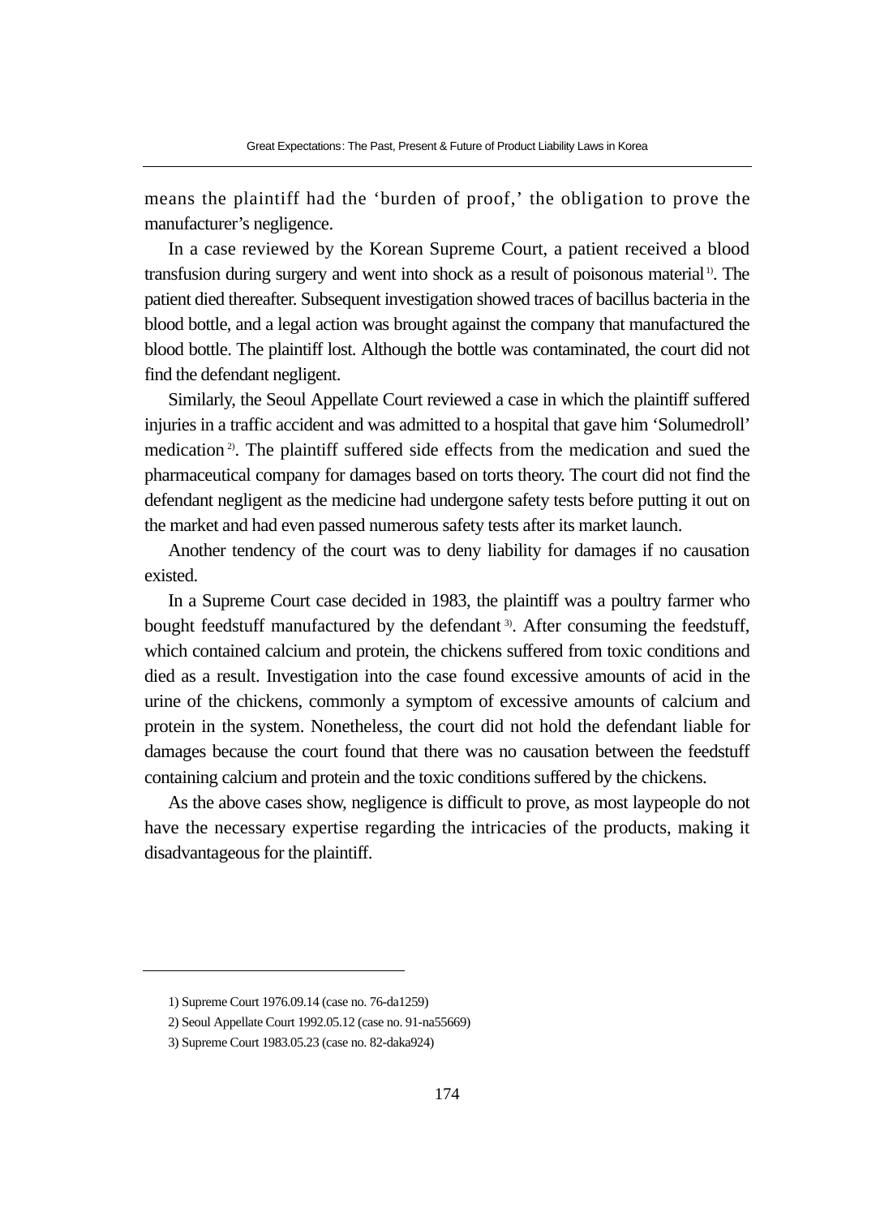means the plaintiff had the 'burden of proof,' the obligation to prove the manufacturer's negligence.

In a case reviewed by the Korean Supreme Court, a patient received a blood transfusion during surgery and went into shock as a result of poisonous material[1]. The patient died thereafter. Subsequent investigation showed traces of bacillus bacteria in the blood bottle, and a legal action was brought against the company that manufactured the blood bottle. The plaintiff lost. Although the bottle was contaminated, the court did not find the defendant negligent.

Similarly, the Seoul Appellate Court reviewed a case in which the plaintiff suffered injuries in a traffic accident and was admitted to a hospital that gave him 'Solumedroll' medication[2]. The plaintiff suffered side effects from the medication and sued the pharmaceutical company for damages based on torts theory. The court did not find the defendant negligent as the medicine had undergone safety tests before putting it out on the market and had even passed numerous safety tests after its market launch.

Another tendency of the court was to deny liability for damages if no causation existed.

In a Supreme Court case decided in 1983, the plaintiff was a poultry farmer who bought feedstuff manufactured by the defendant[3]. After consuming the feedstuff, which contained calcium and protein, the chickens suffered from toxic conditions and died as a result. Investigation into the case found excessive amounts of acid in the urine of the chickens, commonly a symptom of excessive amounts of calcium and protein in the system. Nonetheless, the court did not hold the defendant liable for damages because the court found that there was no causation between the feedstuff containing calcium and protein and the toxic conditions suffered by the chickens.

As the above cases show, negligence is difficult to prove, as most laypeople do not have the necessary expertise regarding the intricacies of the products, making it disadvantageous for the plaintiff.

---

1) Supreme Court 1976.09.14 (case no. 76-da1259)

2) Seoul Appellate Court 1992.05.12 (case no. 91-na55669)

3) Supreme Court 1983.05.23 (case no. 82-daka924)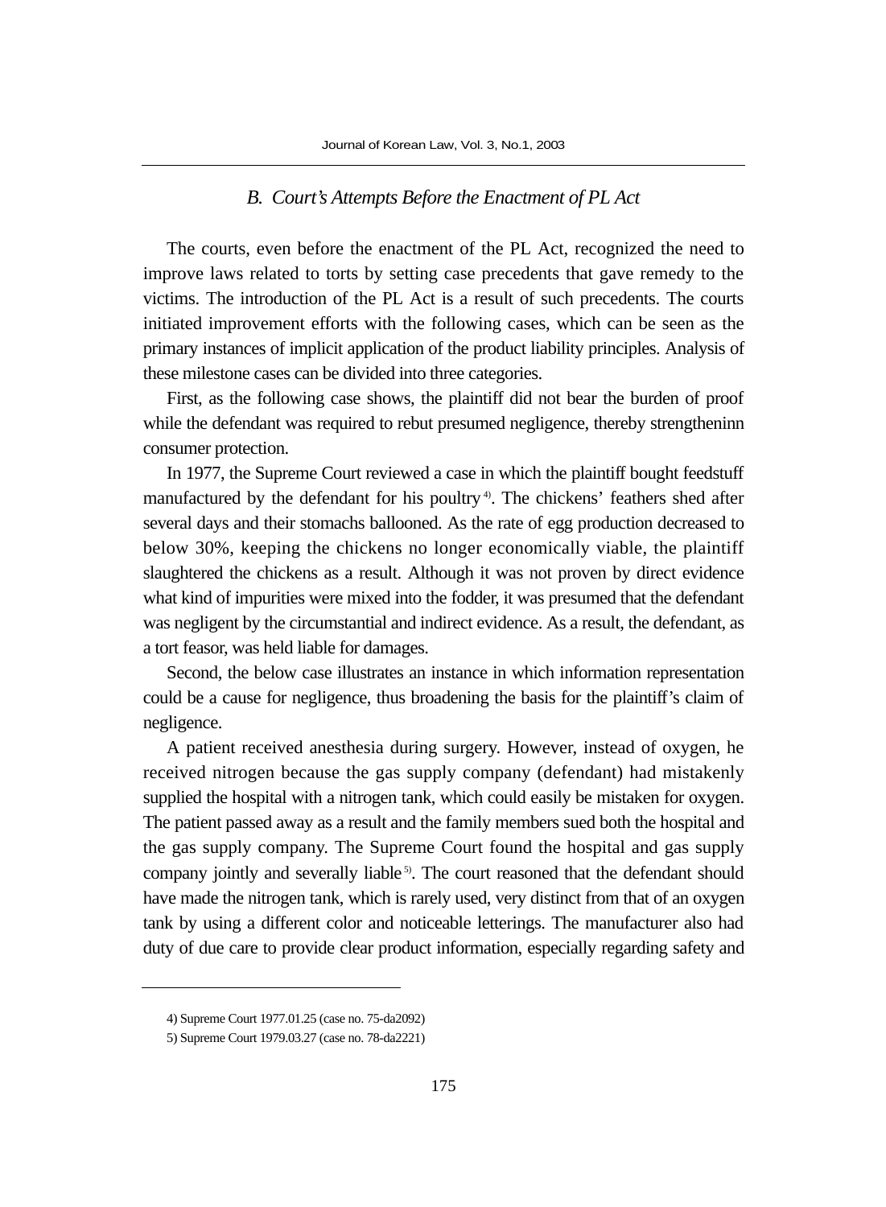### *B. Court's Attempts Before the Enactment of PL Act*

The courts, even before the enactment of the PL Act, recognized the need to improve laws related to torts by setting case precedents that gave remedy to the victims. The introduction of the PL Act is a result of such precedents. The courts initiated improvement efforts with the following cases, which can be seen as the primary instances of implicit application of the product liability principles. Analysis of these milestone cases can be divided into three categories.

First, as the following case shows, the plaintiff did not bear the burden of proof while the defendant was required to rebut presumed negligence, thereby strengtheninn consumer protection.

In 1977, the Supreme Court reviewed a case in which the plaintiff bought feedstuff manufactured by the defendant for his poultry[4]. The chickens' feathers shed after several days and their stomachs ballooned. As the rate of egg production decreased to below 30%, keeping the chickens no longer economically viable, the plaintiff slaughtered the chickens as a result. Although it was not proven by direct evidence what kind of impurities were mixed into the fodder, it was presumed that the defendant was negligent by the circumstantial and indirect evidence. As a result, the defendant, as a tort feasor, was held liable for damages.

Second, the below case illustrates an instance in which information representation could be a cause for negligence, thus broadening the basis for the plaintiff's claim of negligence.

A patient received anesthesia during surgery. However, instead of oxygen, he received nitrogen because the gas supply company (defendant) had mistakenly supplied the hospital with a nitrogen tank, which could easily be mistaken for oxygen. The patient passed away as a result and the family members sued both the hospital and the gas supply company. The Supreme Court found the hospital and gas supply company jointly and severally liable[5]. The court reasoned that the defendant should have made the nitrogen tank, which is rarely used, very distinct from that of an oxygen tank by using a different color and noticeable letterings. The manufacturer also had duty of due care to provide clear product information, especially regarding safety and

---

4) Supreme Court 1977.01.25 (case no. 75-da2092)

5) Supreme Court 1979.03.27 (case no. 78-da2221)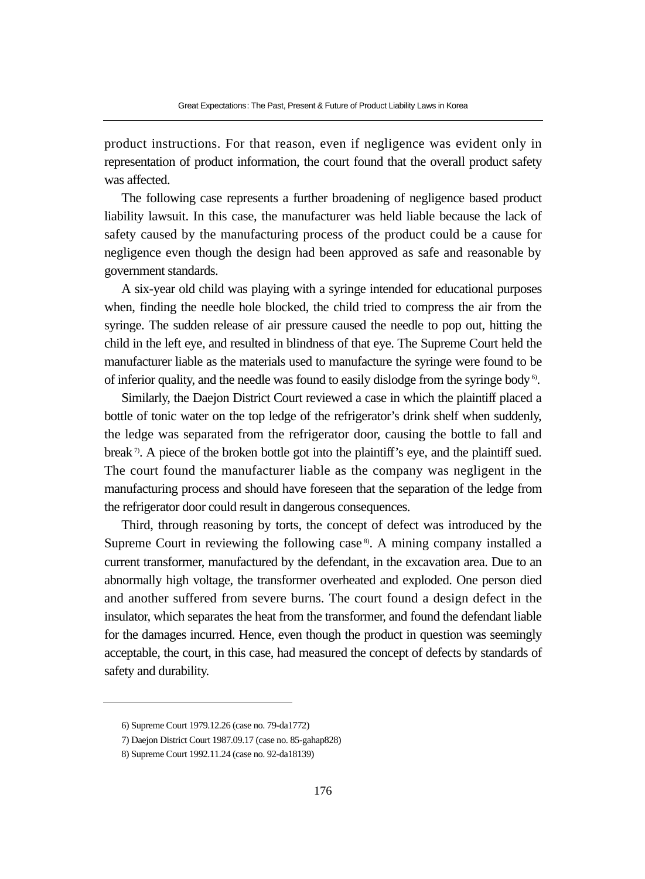product instructions. For that reason, even if negligence was evident only in representation of product information, the court found that the overall product safety was affected.

The following case represents a further broadening of negligence based product liability lawsuit. In this case, the manufacturer was held liable because the lack of safety caused by the manufacturing process of the product could be a cause for negligence even though the design had been approved as safe and reasonable by government standards.

A six-year old child was playing with a syringe intended for educational purposes when, finding the needle hole blocked, the child tried to compress the air from the syringe. The sudden release of air pressure caused the needle to pop out, hitting the child in the left eye, and resulted in blindness of that eye. The Supreme Court held the manufacturer liable as the materials used to manufacture the syringe were found to be of inferior quality, and the needle was found to easily dislodge from the syringe body[6].

Similarly, the Daejon District Court reviewed a case in which the plaintiff placed a bottle of tonic water on the top ledge of the refrigerator's drink shelf when suddenly, the ledge was separated from the refrigerator door, causing the bottle to fall and break[7]. A piece of the broken bottle got into the plaintiff's eye, and the plaintiff sued. The court found the manufacturer liable as the company was negligent in the manufacturing process and should have foreseen that the separation of the ledge from the refrigerator door could result in dangerous consequences.

Third, through reasoning by torts, the concept of defect was introduced by the Supreme Court in reviewing the following case[8]. A mining company installed a current transformer, manufactured by the defendant, in the excavation area. Due to an abnormally high voltage, the transformer overheated and exploded. One person died and another suffered from severe burns. The court found a design defect in the insulator, which separates the heat from the transformer, and found the defendant liable for the damages incurred. Hence, even though the product in question was seemingly acceptable, the court, in this case, had measured the concept of defects by standards of safety and durability.

---

6) Supreme Court 1979.12.26 (case no. 79-da1772)

7) Daejon District Court 1987.09.17 (case no. 85-gahap828)

8) Supreme Court 1992.11.24 (case no. 92-da18139)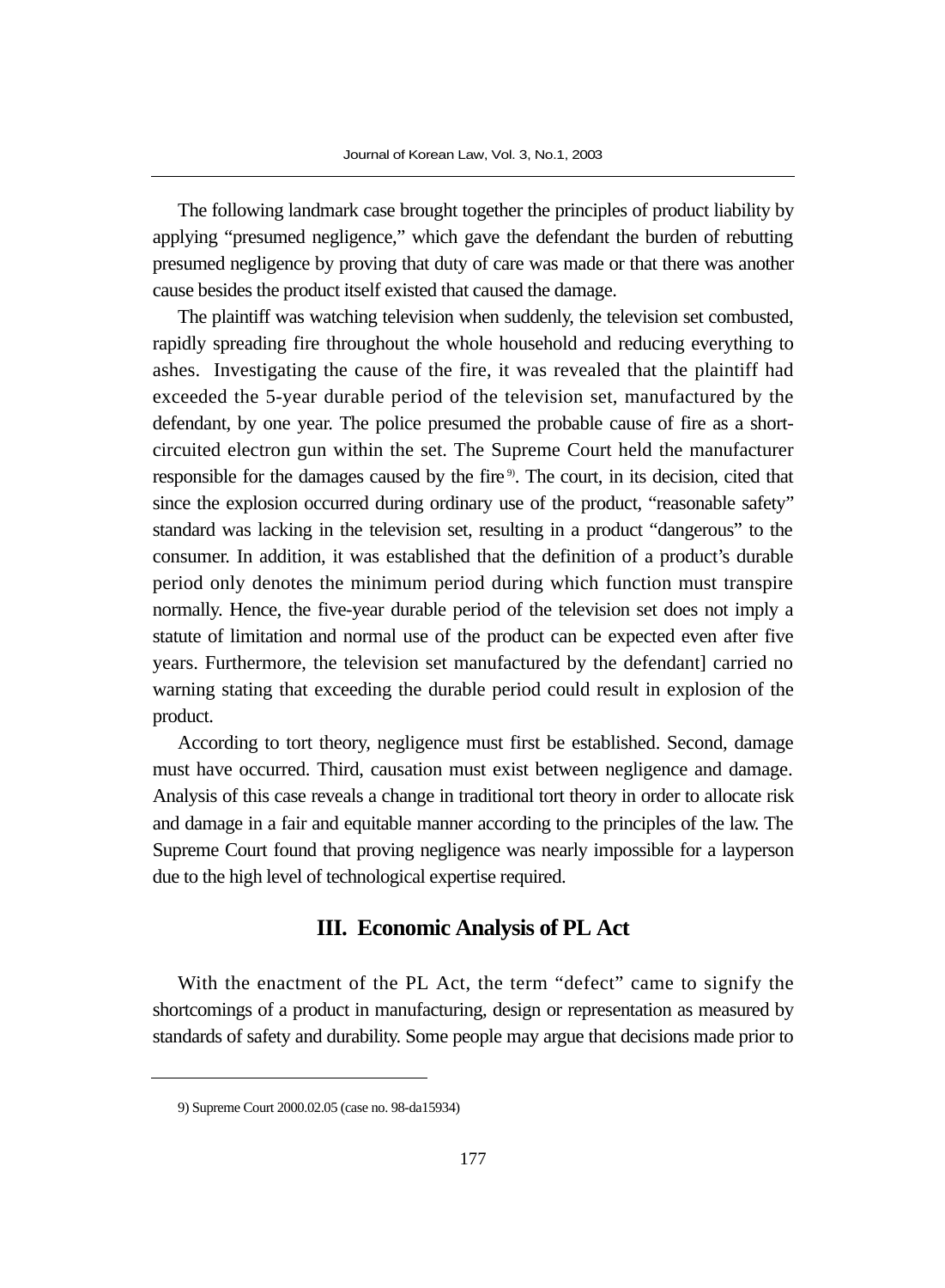The following landmark case brought together the principles of product liability by applying "presumed negligence," which gave the defendant the burden of rebutting presumed negligence by proving that duty of care was made or that there was another cause besides the product itself existed that caused the damage.

The plaintiff was watching television when suddenly, the television set combusted, rapidly spreading fire throughout the whole household and reducing everything to ashes. Investigating the cause of the fire, it was revealed that the plaintiff had exceeded the 5-year durable period of the television set, manufactured by the defendant, by one year. The police presumed the probable cause of fire as a short-circuited electron gun within the set. The Supreme Court held the manufacturer responsible for the damages caused by the fire[9]. The court, in its decision, cited that since the explosion occurred during ordinary use of the product, "reasonable safety" standard was lacking in the television set, resulting in a product "dangerous" to the consumer. In addition, it was established that the definition of a product's durable period only denotes the minimum period during which function must transpire normally. Hence, the five-year durable period of the television set does not imply a statute of limitation and normal use of the product can be expected even after five years. Furthermore, the television set manufactured by the defendant] carried no warning stating that exceeding the durable period could result in explosion of the product.

According to tort theory, negligence must first be established. Second, damage must have occurred. Third, causation must exist between negligence and damage. Analysis of this case reveals a change in traditional tort theory in order to allocate risk and damage in a fair and equitable manner according to the principles of the law. The Supreme Court found that proving negligence was nearly impossible for a layperson due to the high level of technological expertise required.

## III. Economic Analysis of PL Act

With the enactment of the PL Act, the term "defect" came to signify the shortcomings of a product in manufacturing, design or representation as measured by standards of safety and durability. Some people may argue that decisions made prior to

9) Supreme Court 2000.02.05 (case no. 98-da15934)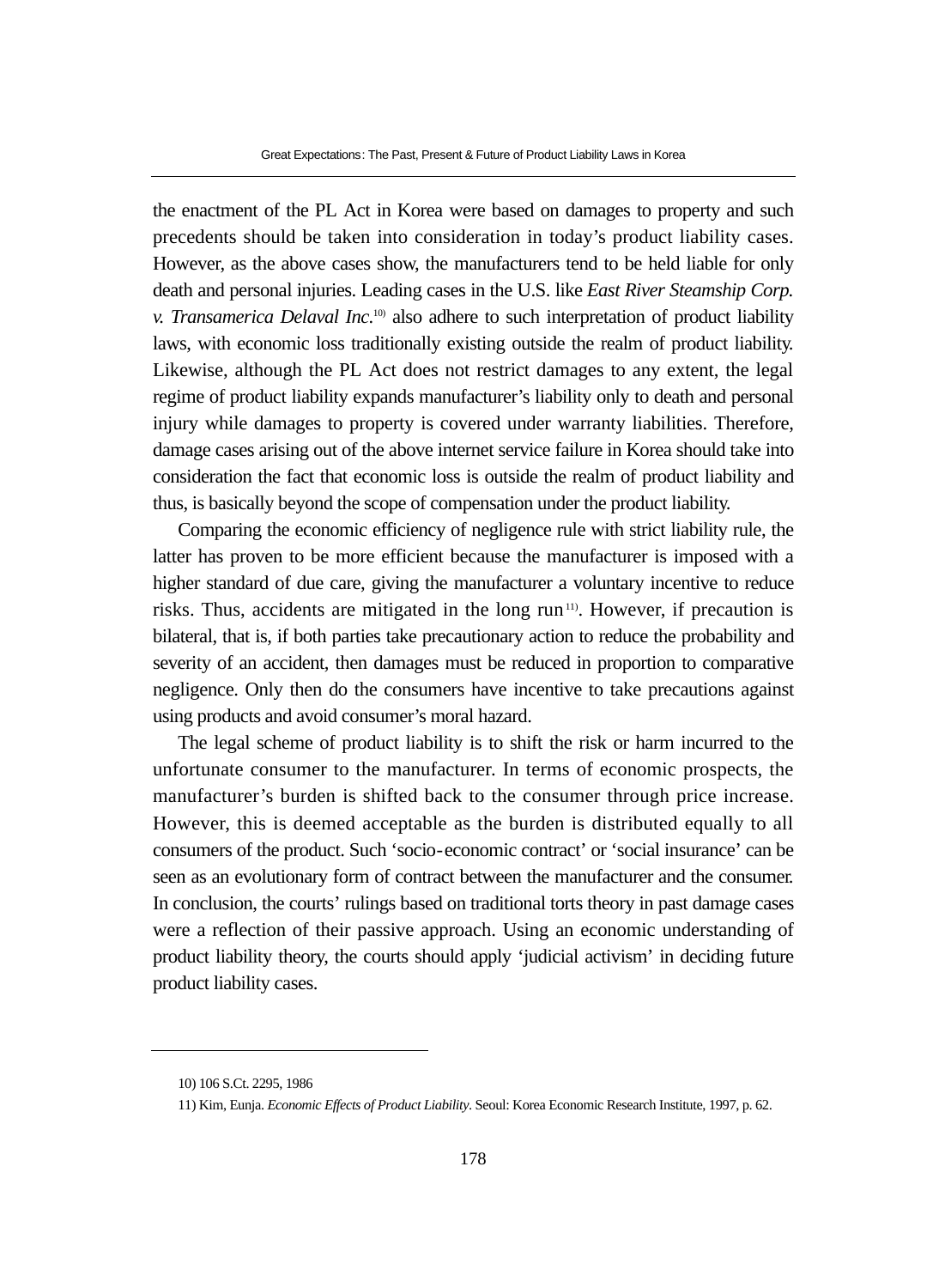the enactment of the PL Act in Korea were based on damages to property and such precedents should be taken into consideration in today's product liability cases. However, as the above cases show, the manufacturers tend to be held liable for only death and personal injuries. Leading cases in the U.S. like *East River Steamship Corp. v. Transamerica Delaval Inc.*[10] also adhere to such interpretation of product liability laws, with economic loss traditionally existing outside the realm of product liability. Likewise, although the PL Act does not restrict damages to any extent, the legal regime of product liability expands manufacturer's liability only to death and personal injury while damages to property is covered under warranty liabilities. Therefore, damage cases arising out of the above internet service failure in Korea should take into consideration the fact that economic loss is outside the realm of product liability and thus, is basically beyond the scope of compensation under the product liability.

Comparing the economic efficiency of negligence rule with strict liability rule, the latter has proven to be more efficient because the manufacturer is imposed with a higher standard of due care, giving the manufacturer a voluntary incentive to reduce risks. Thus, accidents are mitigated in the long run[11]. However, if precaution is bilateral, that is, if both parties take precautionary action to reduce the probability and severity of an accident, then damages must be reduced in proportion to comparative negligence. Only then do the consumers have incentive to take precautions against using products and avoid consumer's moral hazard.

The legal scheme of product liability is to shift the risk or harm incurred to the unfortunate consumer to the manufacturer. In terms of economic prospects, the manufacturer's burden is shifted back to the consumer through price increase. However, this is deemed acceptable as the burden is distributed equally to all consumers of the product. Such 'socio-economic contract' or 'social insurance' can be seen as an evolutionary form of contract between the manufacturer and the consumer. In conclusion, the courts' rulings based on traditional torts theory in past damage cases were a reflection of their passive approach. Using an economic understanding of product liability theory, the courts should apply 'judicial activism' in deciding future product liability cases.

---

10) 106 S.Ct. 2295, 1986

11) Kim, Eunja. *Economic Effects of Product Liability*. Seoul: Korea Economic Research Institute, 1997, p. 62.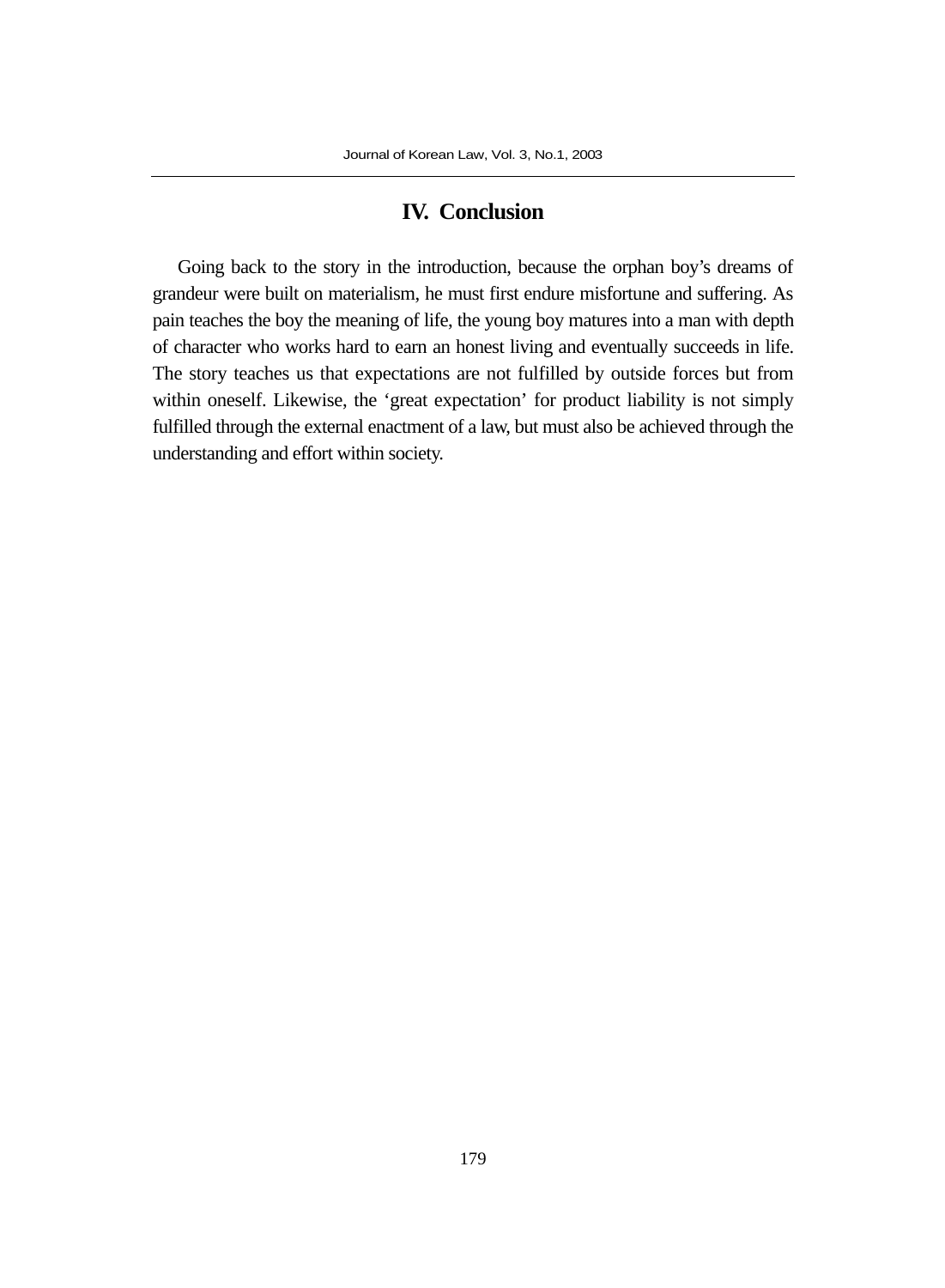## IV. Conclusion

Going back to the story in the introduction, because the orphan boy's dreams of grandeur were built on materialism, he must first endure misfortune and suffering. As pain teaches the boy the meaning of life, the young boy matures into a man with depth of character who works hard to earn an honest living and eventually succeeds in life. The story teaches us that expectations are not fulfilled by outside forces but from within oneself. Likewise, the 'great expectation' for product liability is not simply fulfilled through the external enactment of a law, but must also be achieved through the understanding and effort within society.